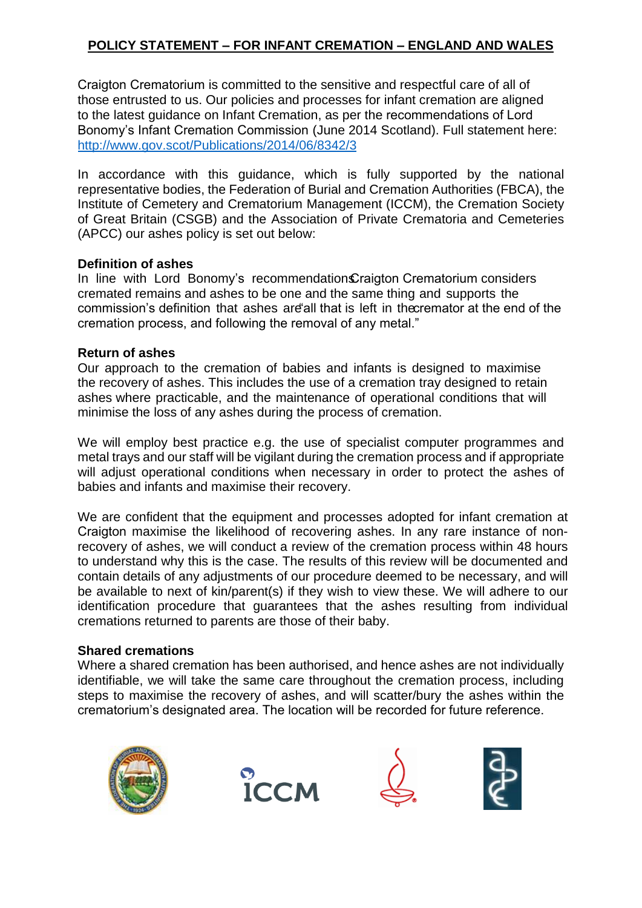# POLICY STATEMENT – FOR INFANT CREMATION – ENGLAND AND WALES

Craigton Crematorium is committed to the sensitive and respectful care of all of those entrusted to us. Our policies and processes for infant cremation are aligned to the latest guidance on Infant Cremation, as per the recommendations of Lord Bonomy's Infant Cremation Commission (June 2014 Scotland). Full statement here: [http://www.gov.scot/Publications/2014/06/8342/3](http://www.gov.scot/Publications/2014/06/8342/3)

In accordance with this guidance, which is fully supported by the national representative bodies, the Federation of Burial and Cremation Authorities (FBCA), the Institute of Cemetery and Crematorium Management (ICCM), the Cremation Society of Great Britain (CSGB) and the Association of Private Crematoria and Cemeteries (APCC) our ashes policy is set out below:

**Definition of ashes**

In line with Lord Bonomy's recommendations Craigton Crematorium considers cremated remains and ashes to be one and the same thing and supports the commission's definition that ashes are "all that is left in the cremator at the end of the cremation process, and following the removal of any metal."

**Return of ashes**

Our approach to the cremation of babies and infants is designed to maximise the recovery of ashes. This includes the use of a cremation tray designed to retain ashes where practicable, and the maintenance of operational conditions that will minimise the loss of any ashes during the process of cremation.

We will employ best practice e.g. the use of specialist computer programmes and metal trays and our staff will be vigilant during the cremation process and if appropriate will adjust operational conditions when necessary in order to protect the ashes of babies and infants and maximise their recovery.

We are confident that the equipment and processes adopted for infant cremation at Craigton maximise the likelihood of recovering ashes. In any rare instance of non-recovery of ashes, we will conduct a review of the cremation process within 48 hours to understand why this is the case. The results of this review will be documented and contain details of any adjustments of our procedure deemed to be necessary, and will be available to next of kin/parent(s) if they wish to view these. We will adhere to our identification procedure that guarantees that the ashes resulting from individual cremations returned to parents are those of their baby.

**Shared cremations**

Where a shared cremation has been authorised, and hence ashes are not individually identifiable, we will take the same care throughout the cremation process, including steps to maximise the recovery of ashes, and will scatter/bury the ashes within the crematorium's designated area. The location will be recorded for future reference.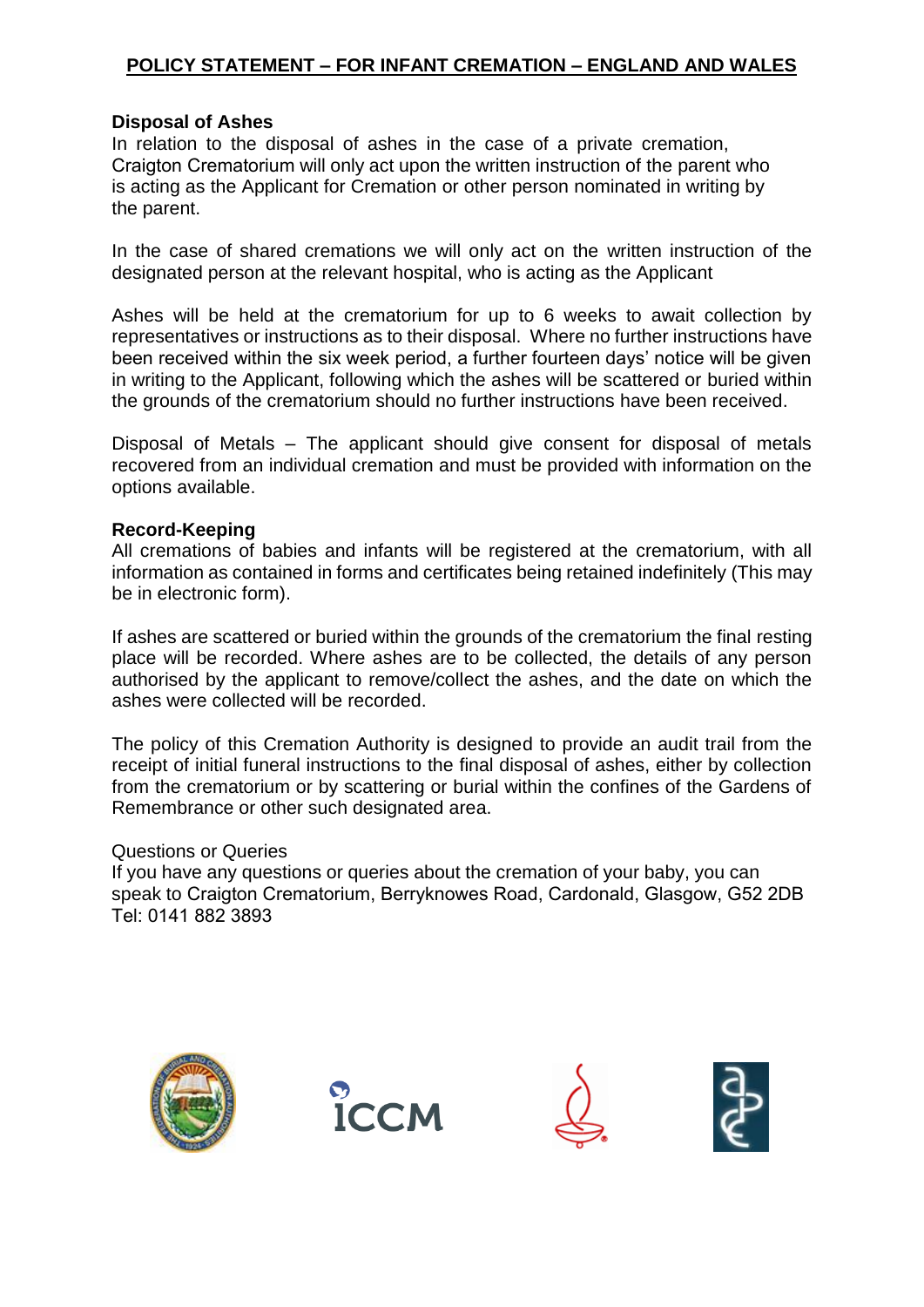**POLICY STATEMENT – FOR INFANT CREMATION – ENGLAND AND WALES**

**Disposal of Ashes**

In relation to the disposal of ashes in the case of a private cremation, Craigton Crematorium will only act upon the written instruction of the parent who is acting as the Applicant for Cremation or other person nominated in writing by the parent.

In the case of shared cremations we will only act on the written instruction of the designated person at the relevant hospital, who is acting as the Applicant

Ashes will be held at the crematorium for up to 6 weeks to await collection by representatives or instructions as to their disposal. Where no further instructions have been received within the six week period, a further fourteen days' notice will be given in writing to the Applicant, following which the ashes will be scattered or buried within the grounds of the crematorium should no further instructions have been received.

Disposal of Metals – The applicant should give consent for disposal of metals recovered from an individual cremation and must be provided with information on the options available.

**Record-Keeping**

All cremations of babies and infants will be registered at the crematorium, with all information as contained in forms and certificates being retained indefinitely (This may be in electronic form).

If ashes are scattered or buried within the grounds of the crematorium the final resting place will be recorded. Where ashes are to be collected, the details of any person authorised by the applicant to remove/collect the ashes, and the date on which the ashes were collected will be recorded.

The policy of this Cremation Authority is designed to provide an audit trail from the receipt of initial funeral instructions to the final disposal of ashes, either by collection from the crematorium or by scattering or burial within the confines of the Gardens of Remembrance or other such designated area.

Questions or Queries

If you have any questions or queries about the cremation of your baby, you can speak to Craigton Crematorium, Berryknowes Road, Cardonald, Glasgow, G52 2DB Tel: 0141 882 3893